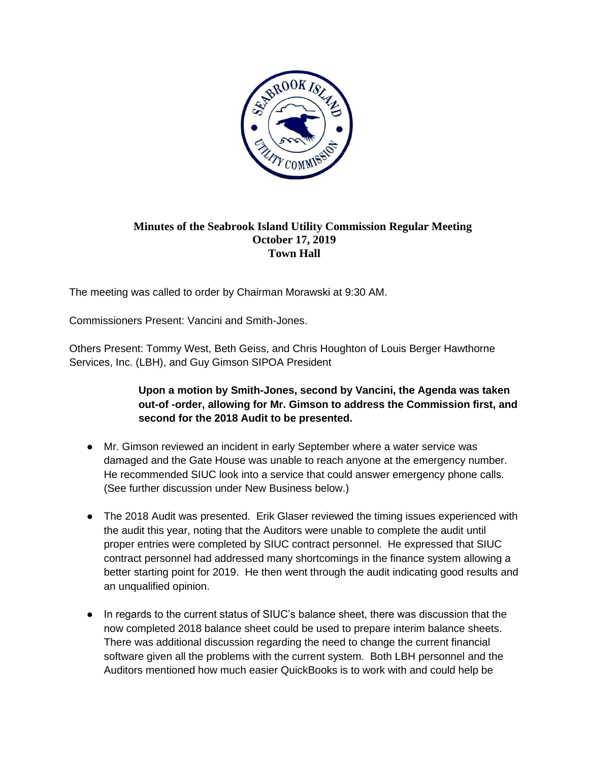# Minutes of the Seabrook Island Utility Commission Regular Meeting
## October 17, 2019
## Town Hall

The meeting was called to order by Chairman Morawski at 9:30 AM.

Commissioners Present: Vancini and Smith-Jones.

Others Present: Tommy West, Beth Geiss, and Chris Houghton of Louis Berger Hawthorne Services, Inc. (LBH), and Guy Gimson SIPOA President

> **Upon a motion by Smith-Jones, second by Vancini, the Agenda was taken out-of -order, allowing for Mr. Gimson to address the Commission first, and second for the 2018 Audit to be presented.**

- Mr. Gimson reviewed an incident in early September where a water service was damaged and the Gate House was unable to reach anyone at the emergency number. He recommended SIUC look into a service that could answer emergency phone calls. (See further discussion under New Business below.)
- The 2018 Audit was presented. Erik Glaser reviewed the timing issues experienced with the audit this year, noting that the Auditors were unable to complete the audit until proper entries were completed by SIUC contract personnel. He expressed that SIUC contract personnel had addressed many shortcomings in the finance system allowing a better starting point for 2019. He then went through the audit indicating good results and an unqualified opinion.
- In regards to the current status of SIUC's balance sheet, there was discussion that the now completed 2018 balance sheet could be used to prepare interim balance sheets. There was additional discussion regarding the need to change the current financial software given all the problems with the current system. Both LBH personnel and the Auditors mentioned how much easier QuickBooks is to work with and could help be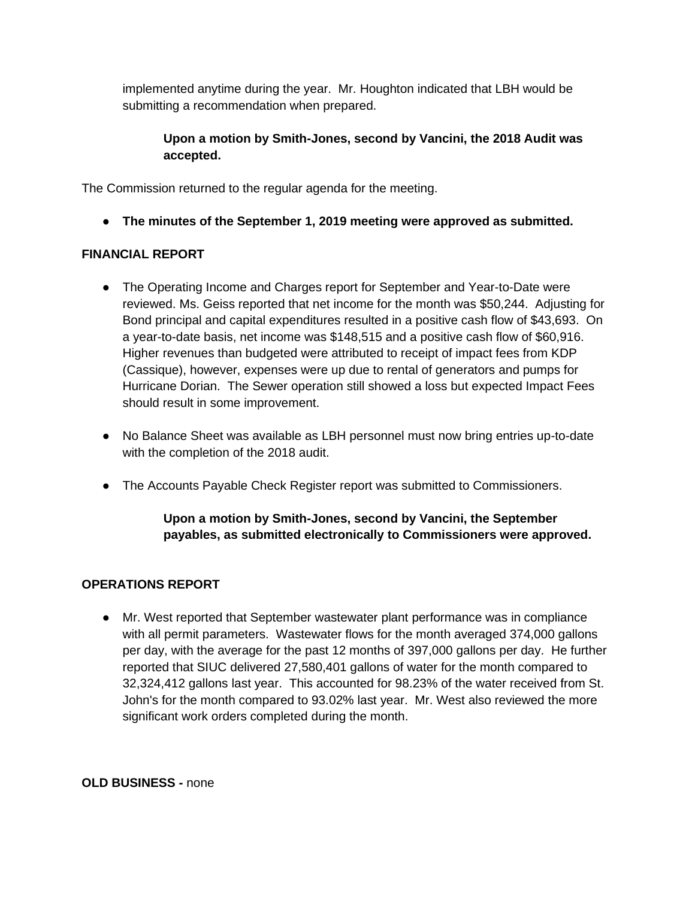implemented anytime during the year. Mr. Houghton indicated that LBH would be submitting a recommendation when prepared.

> **Upon a motion by Smith-Jones, second by Vancini, the 2018 Audit was accepted.**

The Commission returned to the regular agenda for the meeting.

- **The minutes of the September 1, 2019 meeting were approved as submitted.**

**FINANCIAL REPORT**

- The Operating Income and Charges report for September and Year-to-Date were reviewed. Ms. Geiss reported that net income for the month was $50,244. Adjusting for Bond principal and capital expenditures resulted in a positive cash flow of $43,693. On a year-to-date basis, net income was $148,515 and a positive cash flow of $60,916. Higher revenues than budgeted were attributed to receipt of impact fees from KDP (Cassique), however, expenses were up due to rental of generators and pumps for Hurricane Dorian. The Sewer operation still showed a loss but expected Impact Fees should result in some improvement.

- No Balance Sheet was available as LBH personnel must now bring entries up-to-date with the completion of the 2018 audit.

- The Accounts Payable Check Register report was submitted to Commissioners.

> **Upon a motion by Smith-Jones, second by Vancini, the September payables, as submitted electronically to Commissioners were approved.**

**OPERATIONS REPORT**

- Mr. West reported that September wastewater plant performance was in compliance with all permit parameters. Wastewater flows for the month averaged 374,000 gallons per day, with the average for the past 12 months of 397,000 gallons per day. He further reported that SIUC delivered 27,580,401 gallons of water for the month compared to 32,324,412 gallons last year. This accounted for 98.23% of the water received from St. John's for the month compared to 93.02% last year. Mr. West also reviewed the more significant work orders completed during the month.

**OLD BUSINESS -** none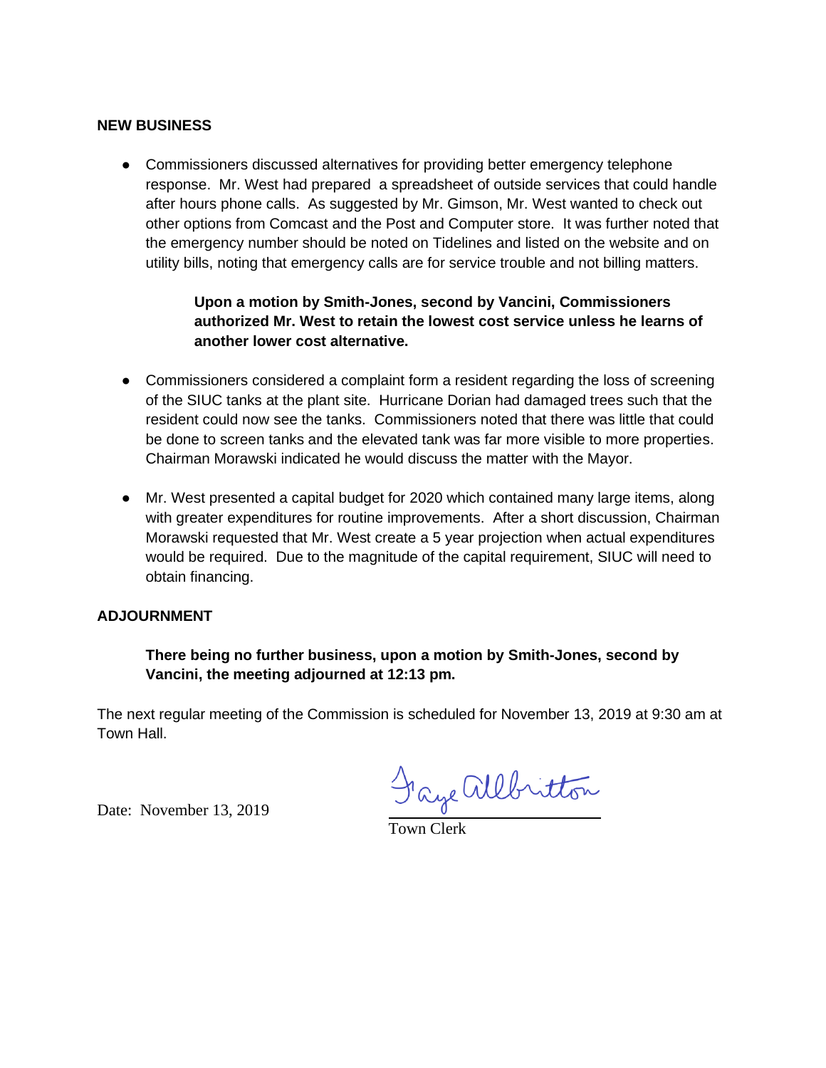**NEW BUSINESS**

- Commissioners discussed alternatives for providing better emergency telephone response. Mr. West had prepared a spreadsheet of outside services that could handle after hours phone calls. As suggested by Mr. Gimson, Mr. West wanted to check out other options from Comcast and the Post and Computer store. It was further noted that the emergency number should be noted on Tidelines and listed on the website and on utility bills, noting that emergency calls are for service trouble and not billing matters.

  **Upon a motion by Smith-Jones, second by Vancini, Commissioners authorized Mr. West to retain the lowest cost service unless he learns of another lower cost alternative.**

- Commissioners considered a complaint form a resident regarding the loss of screening of the SIUC tanks at the plant site. Hurricane Dorian had damaged trees such that the resident could now see the tanks. Commissioners noted that there was little that could be done to screen tanks and the elevated tank was far more visible to more properties. Chairman Morawski indicated he would discuss the matter with the Mayor.

- Mr. West presented a capital budget for 2020 which contained many large items, along with greater expenditures for routine improvements. After a short discussion, Chairman Morawski requested that Mr. West create a 5 year projection when actual expenditures would be required. Due to the magnitude of the capital requirement, SIUC will need to obtain financing.

**ADJOURNMENT**

**There being no further business, upon a motion by Smith-Jones, second by Vancini, the meeting adjourned at 12:13 pm.**

The next regular meeting of the Commission is scheduled for November 13, 2019 at 9:30 am at Town Hall.

Date: November 13, 2019

Faye Allbritton

Town Clerk